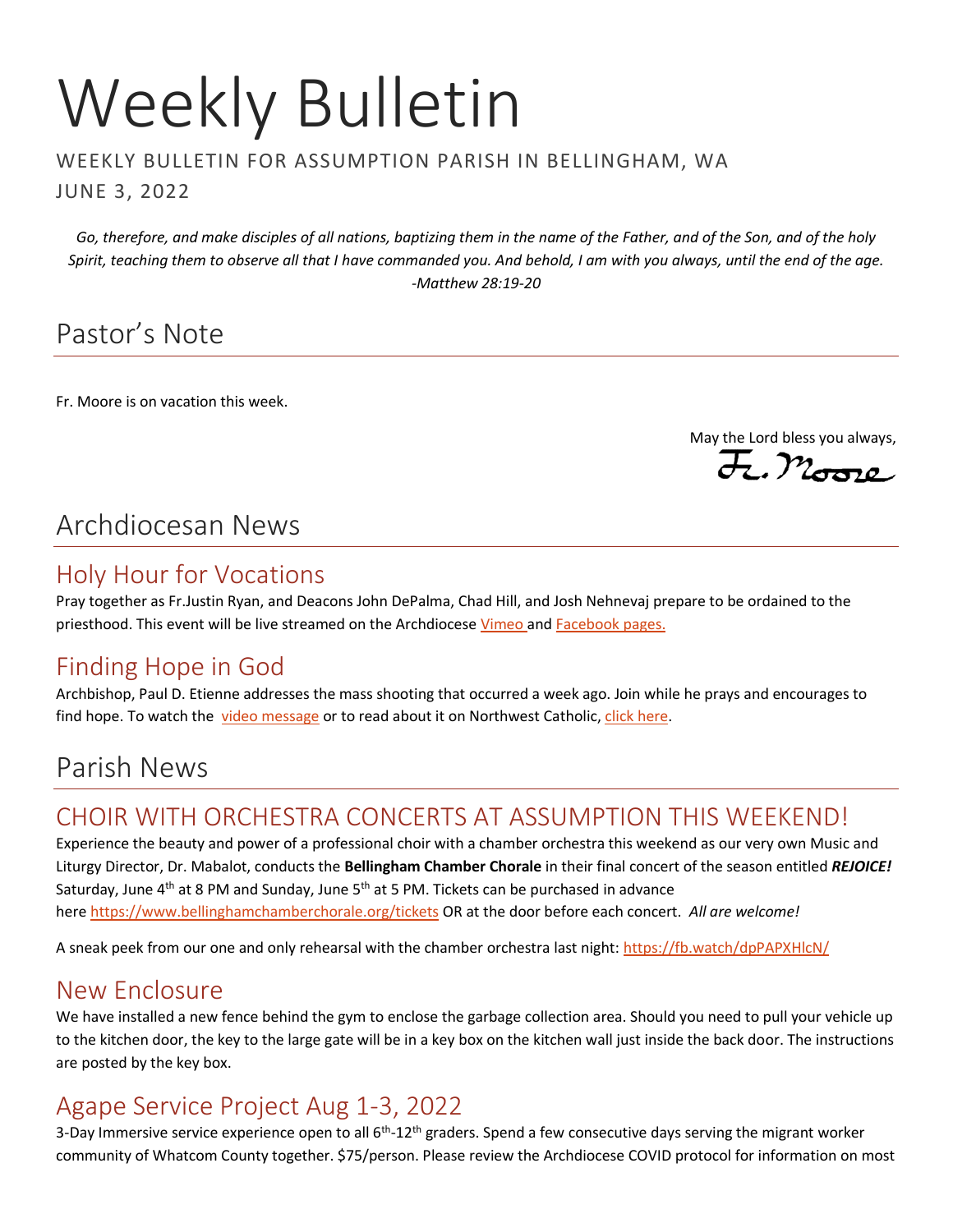# Weekly Bulletin

WEEKLY BULLETIN FOR ASSUMPTION PARISH IN BELLINGHAM, WA

JUNE 3, 2022

*Go, therefore, and make disciples of all nations, baptizing them in the name of the Father, and of the Son, and of the holy Spirit, teaching them to observe all that I have commanded you. And behold, I am with you always, until the end of the age. -Matthew 28:19-20*

## Pastor's Note

Fr. Moore is on vacation this week.

May the Lord bless you always,
Fr. Moore

## Archdiocesan News

### Holy Hour for Vocations

Pray together as Fr.Justin Ryan, and Deacons John DePalma, Chad Hill, and Josh Nehnevaj prepare to be ordained to the priesthood. This event will be live streamed on the Archdiocese Vimeo and Facebook pages.

### Finding Hope in God

Archbishop, Paul D. Etienne addresses the mass shooting that occurred a week ago. Join while he prays and encourages to find hope. To watch the video message or to read about it on Northwest Catholic, click here.

## Parish News

### CHOIR WITH ORCHESTRA CONCERTS AT ASSUMPTION THIS WEEKEND!

Experience the beauty and power of a professional choir with a chamber orchestra this weekend as our very own Music and Liturgy Director, Dr. Mabalot, conducts the **Bellingham Chamber Chorale** in their final concert of the season entitled ***REJOICE!*** Saturday, June 4th at 8 PM and Sunday, June 5th at 5 PM. Tickets can be purchased in advance here https://www.bellinghamchamberchorale.org/tickets OR at the door before each concert. *All are welcome!*

A sneak peek from our one and only rehearsal with the chamber orchestra last night: https://fb.watch/dpPAPXHlcN/

### New Enclosure

We have installed a new fence behind the gym to enclose the garbage collection area. Should you need to pull your vehicle up to the kitchen door, the key to the large gate will be in a key box on the kitchen wall just inside the back door. The instructions are posted by the key box.

### Agape Service Project Aug 1-3, 2022

3-Day Immersive service experience open to all 6th-12th graders. Spend a few consecutive days serving the migrant worker community of Whatcom County together. $75/person. Please review the Archdiocese COVID protocol for information on most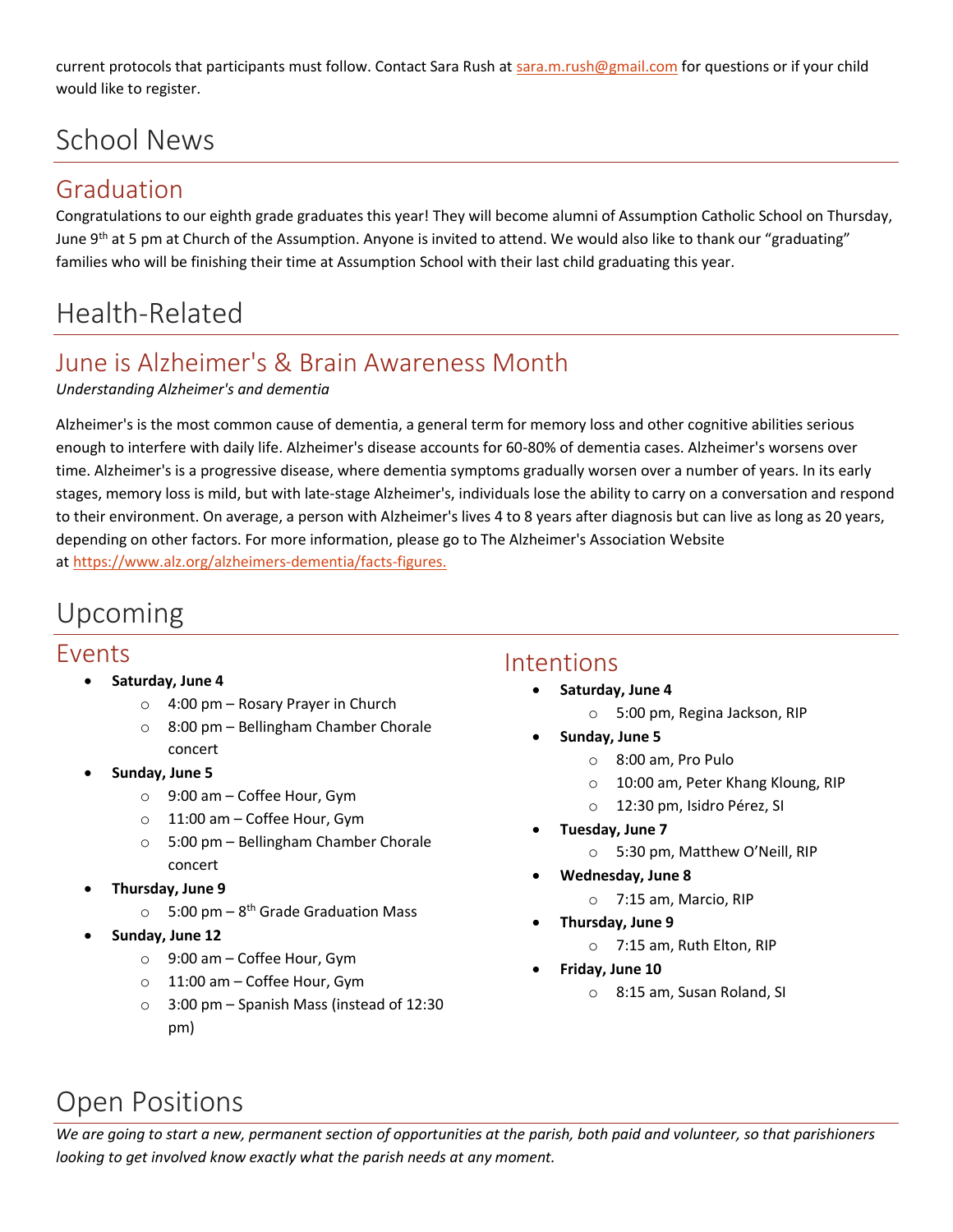current protocols that participants must follow. Contact Sara Rush at sara.m.rush@gmail.com for questions or if your child would like to register.

# School News

## Graduation

Congratulations to our eighth grade graduates this year! They will become alumni of Assumption Catholic School on Thursday, June 9th at 5 pm at Church of the Assumption. Anyone is invited to attend. We would also like to thank our "graduating" families who will be finishing their time at Assumption School with their last child graduating this year.

# Health-Related

## June is Alzheimer's & Brain Awareness Month

*Understanding Alzheimer's and dementia*

Alzheimer's is the most common cause of dementia, a general term for memory loss and other cognitive abilities serious enough to interfere with daily life. Alzheimer's disease accounts for 60-80% of dementia cases. Alzheimer's worsens over time. Alzheimer's is a progressive disease, where dementia symptoms gradually worsen over a number of years. In its early stages, memory loss is mild, but with late-stage Alzheimer's, individuals lose the ability to carry on a conversation and respond to their environment. On average, a person with Alzheimer's lives 4 to 8 years after diagnosis but can live as long as 20 years, depending on other factors. For more information, please go to The Alzheimer's Association Website at https://www.alz.org/alzheimers-dementia/facts-figures.

# Upcoming

## Events

- **Saturday, June 4**
  - 4:00 pm – Rosary Prayer in Church
  - 8:00 pm – Bellingham Chamber Chorale concert
- **Sunday, June 5**
  - 9:00 am – Coffee Hour, Gym
  - 11:00 am – Coffee Hour, Gym
  - 5:00 pm – Bellingham Chamber Chorale concert
- **Thursday, June 9**
  - 5:00 pm – 8th Grade Graduation Mass
- **Sunday, June 12**
  - 9:00 am – Coffee Hour, Gym
  - 11:00 am – Coffee Hour, Gym
  - 3:00 pm – Spanish Mass (instead of 12:30 pm)

## Intentions

- **Saturday, June 4**
  - 5:00 pm, Regina Jackson, RIP
- **Sunday, June 5**
  - 8:00 am, Pro Pulo
  - 10:00 am, Peter Khang Kloung, RIP
  - 12:30 pm, Isidro Pérez, SI
- **Tuesday, June 7**
  - 5:30 pm, Matthew O'Neill, RIP
- **Wednesday, June 8**
  - 7:15 am, Marcio, RIP
- **Thursday, June 9**
  - 7:15 am, Ruth Elton, RIP
- **Friday, June 10**
  - 8:15 am, Susan Roland, SI

# Open Positions

*We are going to start a new, permanent section of opportunities at the parish, both paid and volunteer, so that parishioners looking to get involved know exactly what the parish needs at any moment.*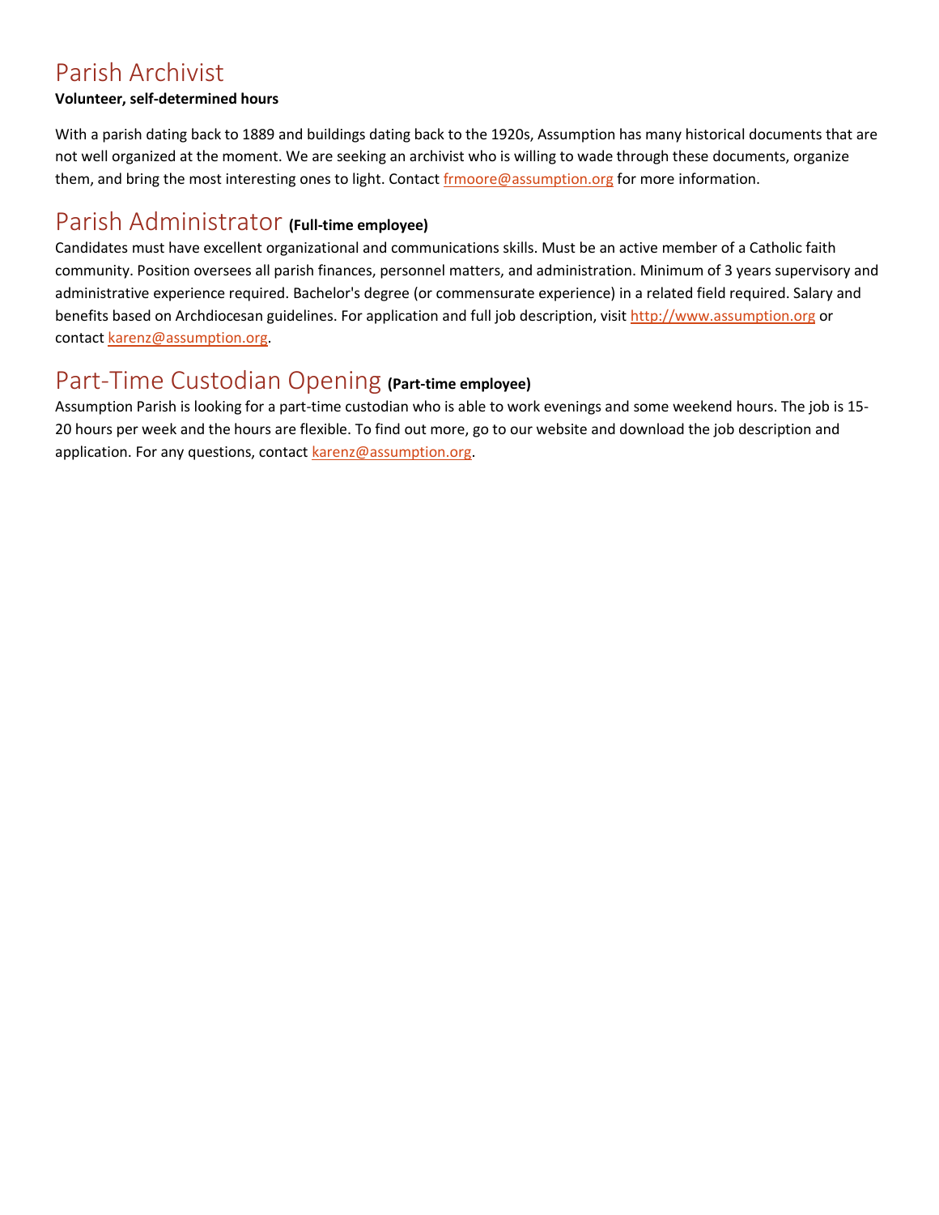## Parish Archivist

**Volunteer, self-determined hours**

With a parish dating back to 1889 and buildings dating back to the 1920s, Assumption has many historical documents that are not well organized at the moment. We are seeking an archivist who is willing to wade through these documents, organize them, and bring the most interesting ones to light. Contact frmoore@assumption.org for more information.

## Parish Administrator **(Full-time employee)**

Candidates must have excellent organizational and communications skills. Must be an active member of a Catholic faith community. Position oversees all parish finances, personnel matters, and administration. Minimum of 3 years supervisory and administrative experience required. Bachelor's degree (or commensurate experience) in a related field required. Salary and benefits based on Archdiocesan guidelines. For application and full job description, visit http://www.assumption.org or contact karenz@assumption.org.

## Part-Time Custodian Opening **(Part-time employee)**

Assumption Parish is looking for a part-time custodian who is able to work evenings and some weekend hours. The job is 15-20 hours per week and the hours are flexible. To find out more, go to our website and download the job description and application. For any questions, contact karenz@assumption.org.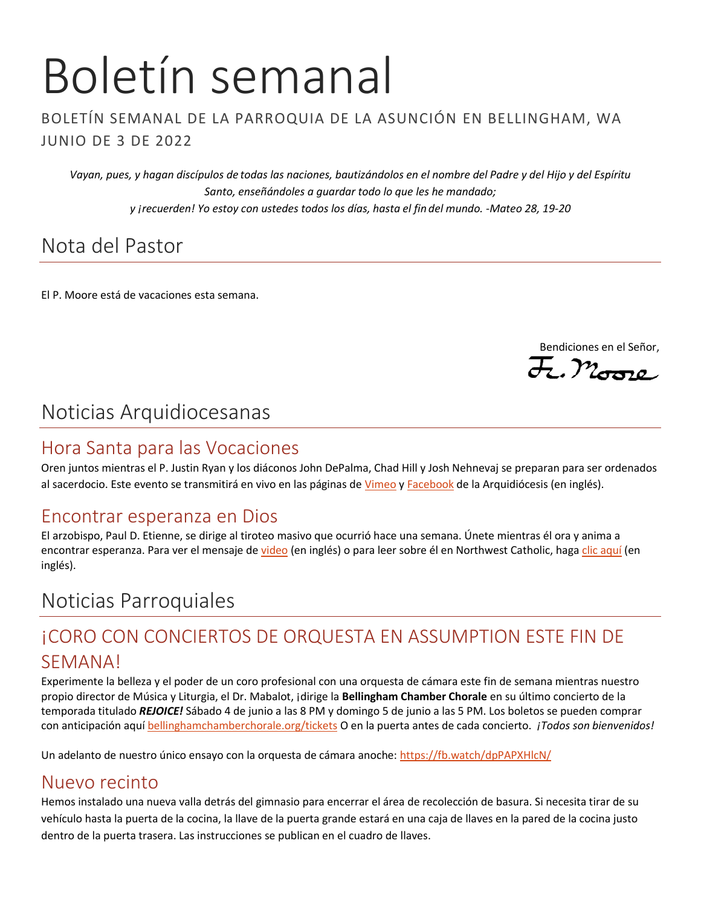# Boletín semanal

BOLETÍN SEMANAL DE LA PARROQUIA DE LA ASUNCIÓN EN BELLINGHAM, WA

JUNIO DE 3 DE 2022

*Vayan, pues, y hagan discípulos de todas las naciones, bautizándolos en el nombre del Padre y del Hijo y del Espíritu Santo, enseñándoles a guardar todo lo que les he mandado;*
*y ¡recuerden! Yo estoy con ustedes todos los días, hasta el fin del mundo. -Mateo 28, 19-20*

## Nota del Pastor

El P. Moore está de vacaciones esta semana.

Bendiciones en el Señor,
Fr. Moore

## Noticias Arquidiocesanas

### Hora Santa para las Vocaciones

Oren juntos mientras el P. Justin Ryan y los diáconos John DePalma, Chad Hill y Josh Nehnevaj se preparan para ser ordenados al sacerdocio. Este evento se transmitirá en vivo en las páginas de Vimeo y Facebook de la Arquidiócesis (en inglés).

### Encontrar esperanza en Dios

El arzobispo, Paul D. Etienne, se dirige al tiroteo masivo que ocurrió hace una semana. Únete mientras él ora y anima a encontrar esperanza. Para ver el mensaje de video (en inglés) o para leer sobre él en Northwest Catholic, haga clic aquí (en inglés).

## Noticias Parroquiales

### ¡CORO CON CONCIERTOS DE ORQUESTA EN ASSUMPTION ESTE FIN DE SEMANA!

Experimente la belleza y el poder de un coro profesional con una orquesta de cámara este fin de semana mientras nuestro propio director de Música y Liturgia, el Dr. Mabalot, ¡dirige la **Bellingham Chamber Chorale** en su último concierto de la temporada titulado ***REJOICE!*** Sábado 4 de junio a las 8 PM y domingo 5 de junio a las 5 PM. Los boletos se pueden comprar con anticipación aquí bellinghamchamberchorale.org/tickets O en la puerta antes de cada concierto. *¡Todos son bienvenidos!*

Un adelanto de nuestro único ensayo con la orquesta de cámara anoche: https://fb.watch/dpPAPXHlcN/

### Nuevo recinto

Hemos instalado una nueva valla detrás del gimnasio para encerrar el área de recolección de basura. Si necesita tirar de su vehículo hasta la puerta de la cocina, la llave de la puerta grande estará en una caja de llaves en la pared de la cocina justo dentro de la puerta trasera. Las instrucciones se publican en el cuadro de llaves.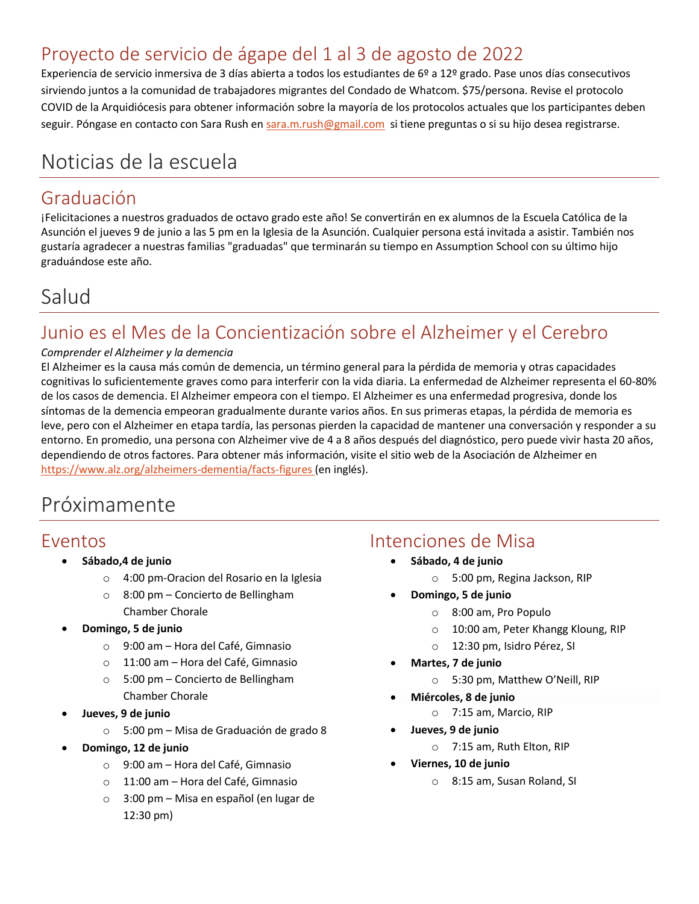## Proyecto de servicio de ágape del 1 al 3 de agosto de 2022

Experiencia de servicio inmersiva de 3 días abierta a todos los estudiantes de 6º a 12º grado. Pase unos días consecutivos sirviendo juntos a la comunidad de trabajadores migrantes del Condado de Whatcom. $75/persona. Revise el protocolo COVID de la Arquidiócesis para obtener información sobre la mayoría de los protocolos actuales que los participantes deben seguir. Póngase en contacto con Sara Rush en sara.m.rush@gmail.com si tiene preguntas o si su hijo desea registrarse.

# Noticias de la escuela

## Graduación

¡Felicitaciones a nuestros graduados de octavo grado este año! Se convertirán en ex alumnos de la Escuela Católica de la Asunción el jueves 9 de junio a las 5 pm en la Iglesia de la Asunción. Cualquier persona está invitada a asistir. También nos gustaría agradecer a nuestras familias "graduadas" que terminarán su tiempo en Assumption School con su último hijo graduándose este año.

# Salud

## Junio es el Mes de la Concientización sobre el Alzheimer y el Cerebro

*Comprender el Alzheimer y la demencia*

El Alzheimer es la causa más común de demencia, un término general para la pérdida de memoria y otras capacidades cognitivas lo suficientemente graves como para interferir con la vida diaria. La enfermedad de Alzheimer representa el 60-80% de los casos de demencia. El Alzheimer empeora con el tiempo. El Alzheimer es una enfermedad progresiva, donde los síntomas de la demencia empeoran gradualmente durante varios años. En sus primeras etapas, la pérdida de memoria es leve, pero con el Alzheimer en etapa tardía, las personas pierden la capacidad de mantener una conversación y responder a su entorno. En promedio, una persona con Alzheimer vive de 4 a 8 años después del diagnóstico, pero puede vivir hasta 20 años, dependiendo de otros factores. Para obtener más información, visite el sitio web de la Asociación de Alzheimer en https://www.alz.org/alzheimers-dementia/facts-figures (en inglés).

# Próximamente

## Eventos

- **Sábado,4 de junio**
  - 4:00 pm-Oracion del Rosario en la Iglesia
  - 8:00 pm – Concierto de Bellingham Chamber Chorale
- **Domingo, 5 de junio**
  - 9:00 am – Hora del Café, Gimnasio
  - 11:00 am – Hora del Café, Gimnasio
  - 5:00 pm – Concierto de Bellingham Chamber Chorale
- **Jueves, 9 de junio**
  - 5:00 pm – Misa de Graduación de grado 8
- **Domingo, 12 de junio**
  - 9:00 am – Hora del Café, Gimnasio
  - 11:00 am – Hora del Café, Gimnasio
  - 3:00 pm – Misa en español (en lugar de 12:30 pm)

## Intenciones de Misa

- **Sábado, 4 de junio**
  - 5:00 pm, Regina Jackson, RIP
- **Domingo, 5 de junio**
  - 8:00 am, Pro Populo
  - 10:00 am, Peter Khangg Kloung, RIP
  - 12:30 pm, Isidro Pérez, SI
- **Martes, 7 de junio**
  - 5:30 pm, Matthew O'Neill, RIP
- **Miércoles, 8 de junio**
  - 7:15 am, Marcio, RIP
- **Jueves, 9 de junio**
  - 7:15 am, Ruth Elton, RIP
- **Viernes, 10 de junio**
  - 8:15 am, Susan Roland, SI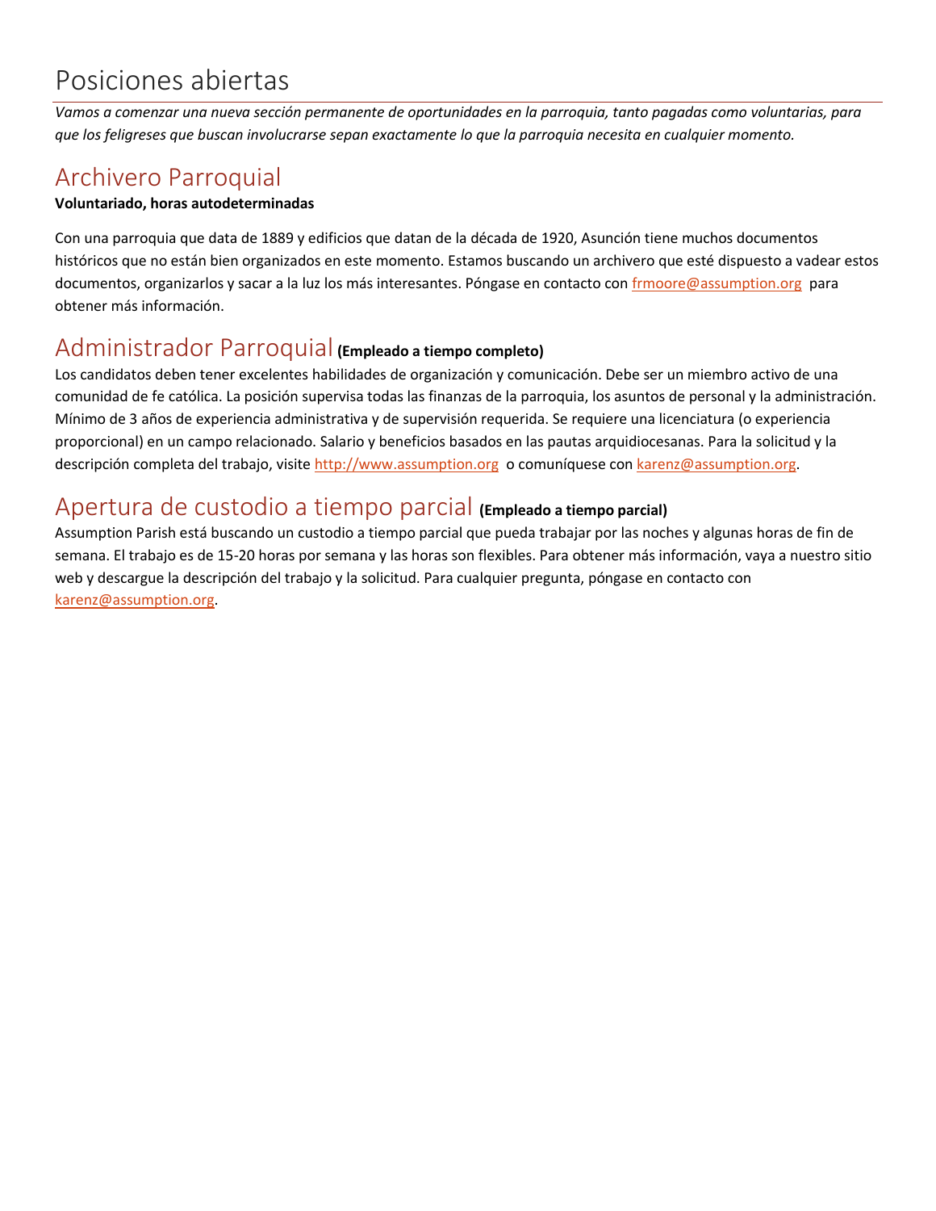# Posiciones abiertas

*Vamos a comenzar una nueva sección permanente de oportunidades en la parroquia, tanto pagadas como voluntarias, para que los feligreses que buscan involucrarse sepan exactamente lo que la parroquia necesita en cualquier momento.*

## Archivero Parroquial

**Voluntariado, horas autodeterminadas**

Con una parroquia que data de 1889 y edificios que datan de la década de 1920, Asunción tiene muchos documentos históricos que no están bien organizados en este momento. Estamos buscando un archivero que esté dispuesto a vadear estos documentos, organizarlos y sacar a la luz los más interesantes. Póngase en contacto con frmoore@assumption.org para obtener más información.

## Administrador Parroquial **(Empleado a tiempo completo)**

Los candidatos deben tener excelentes habilidades de organización y comunicación. Debe ser un miembro activo de una comunidad de fe católica. La posición supervisa todas las finanzas de la parroquia, los asuntos de personal y la administración. Mínimo de 3 años de experiencia administrativa y de supervisión requerida. Se requiere una licenciatura (o experiencia proporcional) en un campo relacionado. Salario y beneficios basados en las pautas arquidiocesanas. Para la solicitud y la descripción completa del trabajo, visite http://www.assumption.org o comuníquese con karenz@assumption.org.

## Apertura de custodio a tiempo parcial **(Empleado a tiempo parcial)**

Assumption Parish está buscando un custodio a tiempo parcial que pueda trabajar por las noches y algunas horas de fin de semana. El trabajo es de 15-20 horas por semana y las horas son flexibles. Para obtener más información, vaya a nuestro sitio web y descargue la descripción del trabajo y la solicitud. Para cualquier pregunta, póngase en contacto con karenz@assumption.org.